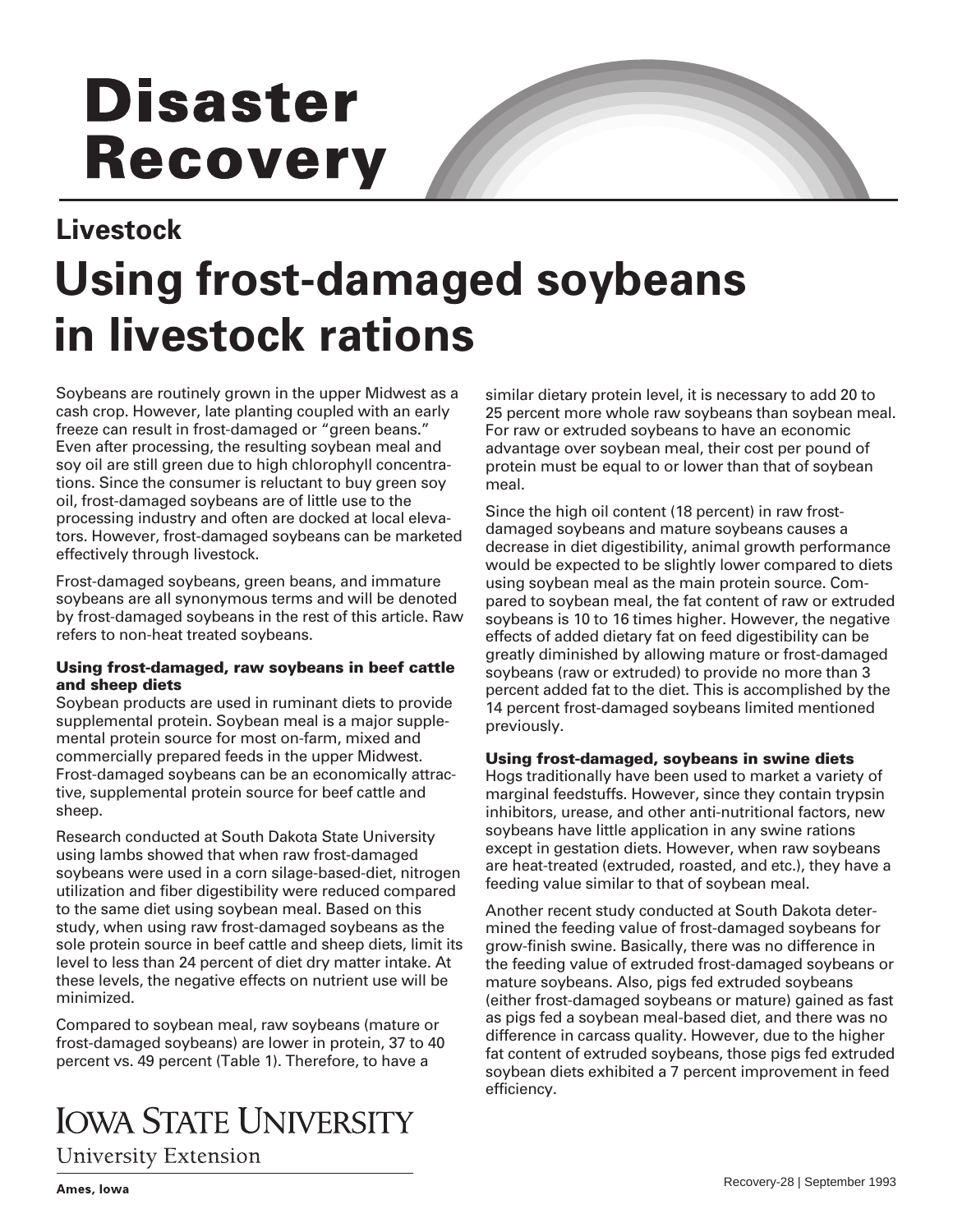# Disaster Recovery

## Livestock

# Using frost-damaged soybeans in livestock rations

Soybeans are routinely grown in the upper Midwest as a cash crop. However, late planting coupled with an early freeze can result in frost-damaged or "green beans." Even after processing, the resulting soybean meal and soy oil are still green due to high chlorophyll concentrations. Since the consumer is reluctant to buy green soy oil, frost-damaged soybeans are of little use to the processing industry and often are docked at local elevators. However, frost-damaged soybeans can be marketed effectively through livestock.

Frost-damaged soybeans, green beans, and immature soybeans are all synonymous terms and will be denoted by frost-damaged soybeans in the rest of this article. Raw refers to non-heat treated soybeans.

### Using frost-damaged, raw soybeans in beef cattle and sheep diets

Soybean products are used in ruminant diets to provide supplemental protein. Soybean meal is a major supplemental protein source for most on-farm, mixed and commercially prepared feeds in the upper Midwest. Frost-damaged soybeans can be an economically attractive, supplemental protein source for beef cattle and sheep.

Research conducted at South Dakota State University using lambs showed that when raw frost-damaged soybeans were used in a corn silage-based-diet, nitrogen utilization and fiber digestibility were reduced compared to the same diet using soybean meal. Based on this study, when using raw frost-damaged soybeans as the sole protein source in beef cattle and sheep diets, limit its level to less than 24 percent of diet dry matter intake. At these levels, the negative effects on nutrient use will be minimized.

Compared to soybean meal, raw soybeans (mature or frost-damaged soybeans) are lower in protein, 37 to 40 percent vs. 49 percent (Table 1). Therefore, to have a similar dietary protein level, it is necessary to add 20 to 25 percent more whole raw soybeans than soybean meal. For raw or extruded soybeans to have an economic advantage over soybean meal, their cost per pound of protein must be equal to or lower than that of soybean meal.

Since the high oil content (18 percent) in raw frost-damaged soybeans and mature soybeans causes a decrease in diet digestibility, animal growth performance would be expected to be slightly lower compared to diets using soybean meal as the main protein source. Compared to soybean meal, the fat content of raw or extruded soybeans is 10 to 16 times higher. However, the negative effects of added dietary fat on feed digestibility can be greatly diminished by allowing mature or frost-damaged soybeans (raw or extruded) to provide no more than 3 percent added fat to the diet. This is accomplished by the 14 percent frost-damaged soybeans limited mentioned previously.

### Using frost-damaged, soybeans in swine diets

Hogs traditionally have been used to market a variety of marginal feedstuffs. However, since they contain trypsin inhibitors, urease, and other anti-nutritional factors, new soybeans have little application in any swine rations except in gestation diets. However, when raw soybeans are heat-treated (extruded, roasted, and etc.), they have a feeding value similar to that of soybean meal.

Another recent study conducted at South Dakota determined the feeding value of frost-damaged soybeans for grow-finish swine. Basically, there was no difference in the feeding value of extruded frost-damaged soybeans or mature soybeans. Also, pigs fed extruded soybeans (either frost-damaged soybeans or mature) gained as fast as pigs fed a soybean meal-based diet, and there was no difference in carcass quality. However, due to the higher fat content of extruded soybeans, those pigs fed extruded soybean diets exhibited a 7 percent improvement in feed efficiency.

IOWA STATE UNIVERSITY
University Extension

Ames, Iowa

Recovery-28 | September 1993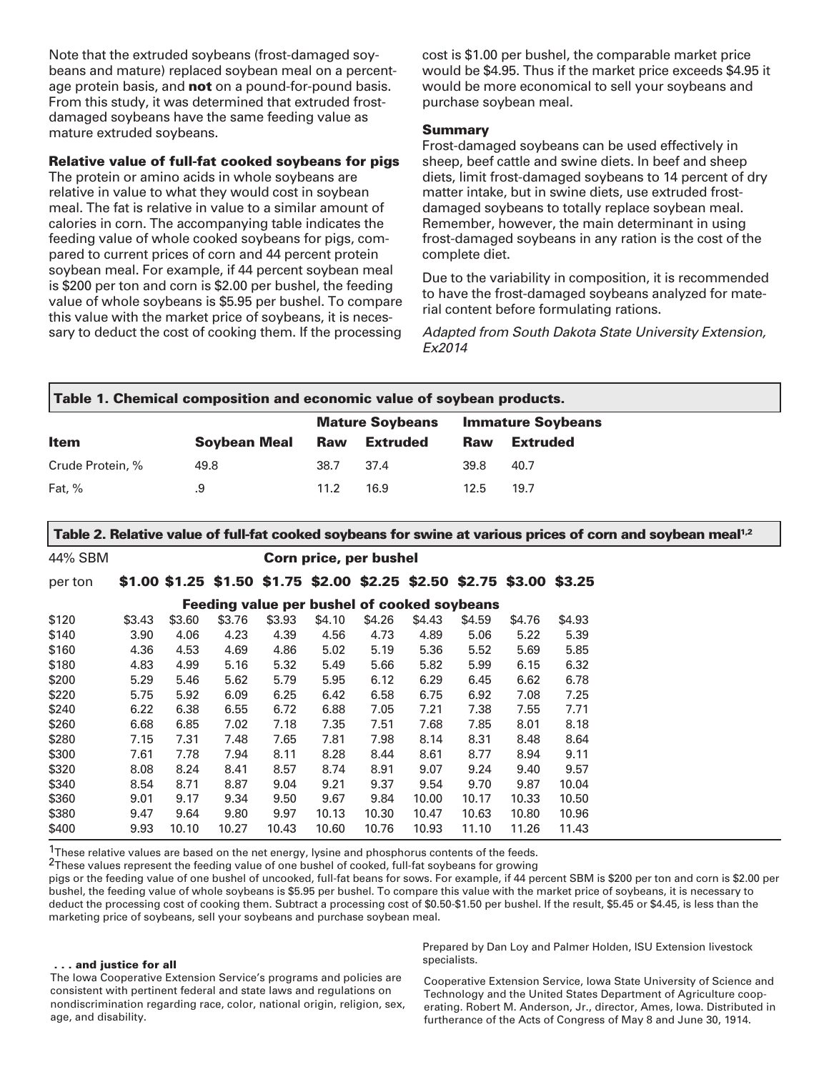Note that the extruded soybeans (frost-damaged soybeans and mature) replaced soybean meal on a percentage protein basis, and **not** on a pound-for-pound basis. From this study, it was determined that extruded frost-damaged soybeans have the same feeding value as mature extruded soybeans.

### Relative value of full-fat cooked soybeans for pigs

The protein or amino acids in whole soybeans are relative in value to what they would cost in soybean meal. The fat is relative in value to a similar amount of calories in corn. The accompanying table indicates the feeding value of whole cooked soybeans for pigs, compared to current prices of corn and 44 percent protein soybean meal. For example, if 44 percent soybean meal is $200 per ton and corn is $2.00 per bushel, the feeding value of whole soybeans is $5.95 per bushel. To compare this value with the market price of soybeans, it is necessary to deduct the cost of cooking them. If the processing cost is $1.00 per bushel, the comparable market price would be $4.95. Thus if the market price exceeds $4.95 it would be more economical to sell your soybeans and purchase soybean meal.

### Summary

Frost-damaged soybeans can be used effectively in sheep, beef cattle and swine diets. In beef and sheep diets, limit frost-damaged soybeans to 14 percent of dry matter intake, but in swine diets, use extruded frost-damaged soybeans to totally replace soybean meal. Remember, however, the main determinant in using frost-damaged soybeans in any ration is the cost of the complete diet.

Due to the variability in composition, it is recommended to have the frost-damaged soybeans analyzed for material content before formulating rations.

*Adapted from South Dakota State University Extension, Ex2014*

**Table 1. Chemical composition and economic value of soybean products.**

| | | Mature Soybeans | | Immature Soybeans | |
|---|---|---|---|---|---|
| **Item** | **Soybean Meal** | **Raw** | **Extruded** | **Raw** | **Extruded** |
| Crude Protein, % | 49.8 | 38.7 | 37.4 | 39.8 | 40.7 |
| Fat, % | .9 | 11.2 | 16.9 | 12.5 | 19.7 |

**Table 2. Relative value of full-fat cooked soybeans for swine at various prices of corn and soybean meal[1,2]**

| 44% SBM | Corn price, per bushel | | | | | | | | | |
|---|---|---|---|---|---|---|---|---|---|---|
| per ton | $1.00 | $1.25 | $1.50 | $1.75 | $2.00 | $2.25 | $2.50 | $2.75 | $3.00 | $3.25 |
| | Feeding value per bushel of cooked soybeans | | | | | | | | | |
| $120 | $3.43 | $3.60 | $3.76 | $3.93 | $4.10 | $4.26 | $4.43 | $4.59 | $4.76 | $4.93 |
| $140 | 3.90 | 4.06 | 4.23 | 4.39 | 4.56 | 4.73 | 4.89 | 5.06 | 5.22 | 5.39 |
| $160 | 4.36 | 4.53 | 4.69 | 4.86 | 5.02 | 5.19 | 5.36 | 5.52 | 5.69 | 5.85 |
| $180 | 4.83 | 4.99 | 5.16 | 5.32 | 5.49 | 5.66 | 5.82 | 5.99 | 6.15 | 6.32 |
| $200 | 5.29 | 5.46 | 5.62 | 5.79 | 5.95 | 6.12 | 6.29 | 6.45 | 6.62 | 6.78 |
| $220 | 5.75 | 5.92 | 6.09 | 6.25 | 6.42 | 6.58 | 6.75 | 6.92 | 7.08 | 7.25 |
| $240 | 6.22 | 6.38 | 6.55 | 6.72 | 6.88 | 7.05 | 7.21 | 7.38 | 7.55 | 7.71 |
| $260 | 6.68 | 6.85 | 7.02 | 7.18 | 7.35 | 7.51 | 7.68 | 7.85 | 8.01 | 8.18 |
| $280 | 7.15 | 7.31 | 7.48 | 7.65 | 7.81 | 7.98 | 8.14 | 8.31 | 8.48 | 8.64 |
| $300 | 7.61 | 7.78 | 7.94 | 8.11 | 8.28 | 8.44 | 8.61 | 8.77 | 8.94 | 9.11 |
| $320 | 8.08 | 8.24 | 8.41 | 8.57 | 8.74 | 8.91 | 9.07 | 9.24 | 9.40 | 9.57 |
| $340 | 8.54 | 8.71 | 8.87 | 9.04 | 9.21 | 9.37 | 9.54 | 9.70 | 9.87 | 10.04 |
| $360 | 9.01 | 9.17 | 9.34 | 9.50 | 9.67 | 9.84 | 10.00 | 10.17 | 10.33 | 10.50 |
| $380 | 9.47 | 9.64 | 9.80 | 9.97 | 10.13 | 10.30 | 10.47 | 10.63 | 10.80 | 10.96 |
| $400 | 9.93 | 10.10 | 10.27 | 10.43 | 10.60 | 10.76 | 10.93 | 11.10 | 11.26 | 11.43 |

[1]These relative values are based on the net energy, lysine and phosphorus contents of the feeds.

[2]These values represent the feeding value of one bushel of cooked, full-fat soybeans for growing pigs or the feeding value of one bushel of uncooked, full-fat beans for sows. For example, if 44 percent SBM is $200 per ton and corn is $2.00 per bushel, the feeding value of whole soybeans is $5.95 per bushel. To compare this value with the market price of soybeans, it is necessary to deduct the processing cost of cooking them. Subtract a processing cost of $0.50-$1.50 per bushel. If the result, $5.45 or $4.45, is less than the marketing price of soybeans, sell your soybeans and purchase soybean meal.

**. . . and justice for all**

The Iowa Cooperative Extension Service's programs and policies are consistent with pertinent federal and state laws and regulations on nondiscrimination regarding race, color, national origin, religion, sex, age, and disability.

Prepared by Dan Loy and Palmer Holden, ISU Extension livestock specialists.

Cooperative Extension Service, Iowa State University of Science and Technology and the United States Department of Agriculture cooperating. Robert M. Anderson, Jr., director, Ames, Iowa. Distributed in furtherance of the Acts of Congress of May 8 and June 30, 1914.